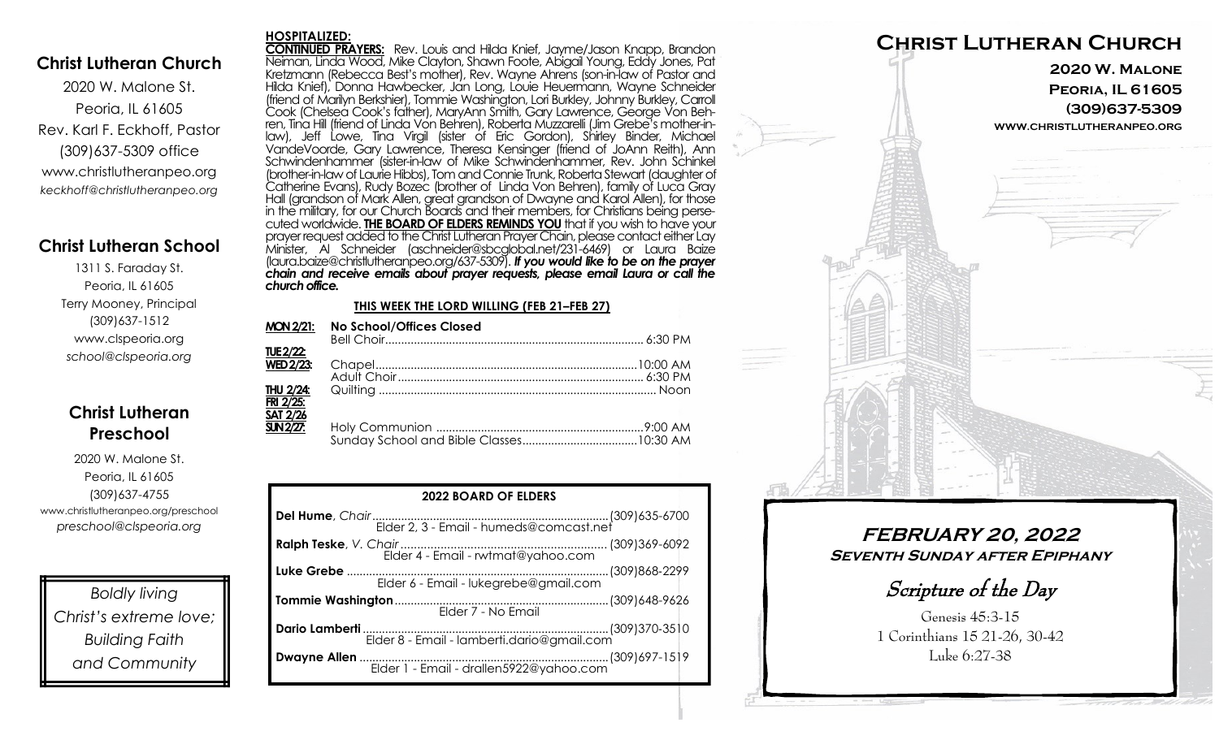## Christ Lutheran Church

2020 W. Malone St.
Peoria, IL 61605
Rev. Karl F. Eckhoff, Pastor
(309)637-5309 office
www.christlutheranpeo.org
*keckhoff@christlutheranpeo.org*

## Christ Lutheran School

1311 S. Faraday St.
Peoria, IL 61605
Terry Mooney, Principal
(309)637-1512
www.clspeoria.org
*school@clspeoria.org*

## Christ Lutheran Preschool

2020 W. Malone St.
Peoria, IL 61605
(309)637-4755
www.christlutheranpeo.org/preschool
*preschool@clspeoria.org*

*Boldly living*
*Christ's extreme love;*
*Building Faith*
*and Community*

**HOSPITALIZED:**

**CONTINUED PRAYERS:** Rev. Louis and Hilda Knief, Jayme/Jason Knapp, Brandon Neiman, Linda Wood, Mike Clayton, Shawn Foote, Abigail Young, Eddy Jones, Pat Kretzmann (Rebecca Best's mother), Rev. Wayne Ahrens (son-in-law of Pastor and Hilda Knief), Donna Hawbecker, Jan Long, Louie Heuermann, Wayne Schneider (friend of Marilyn Berkshier), Tommie Washington, Lori Burkley, Johnny Burkley, Carroll Cook (Chelsea Cook's father), MaryAnn Smith, Gary Lawrence, George Von Behren, Tina Hill (friend of Linda Von Behren), Roberta Muzzarelli (Jim Grebe's mother-in-law), Jeff Lowe, Tina Virgil (sister of Eric Gordon), Shirley Binder, Michael VandeVoorde, Gary Lawrence, Theresa Kensinger (friend of JoAnn Reith), Ann Schwindenhammer (sister-in-law of Mike Schwindenhammer, Rev. John Schinkel (brother-in-law of Laurie Hibbs), Tom and Connie Trunk, Roberta Stewart (daughter of Catherine Evans), Rudy Bozec (brother of Linda Von Behren), family of Luca Gray Hall (grandson of Mark Allen, great grandson of Dwayne and Karol Allen), for those in the military, for our Church Boards and their members, for Christians being persecuted worldwide. **THE BOARD OF ELDERS REMINDS YOU** that if you wish to have your prayer request added to the Christ Lutheran Prayer Chain, please contact either Lay Minister, Al Schneider (aschneider@sbcglobal.net/231-6469) or Laura Baize (laura.baize@christlutheranpeo.org/637-5309). ***If you would like to be on the prayer chain and receive emails about prayer requests, please email Laura or call the church office.***

**THIS WEEK THE LORD WILLING (FEB 21–FEB 27)**

| | | |
|---|---|---|
| **MON 2/21:** | **No School/Offices Closed** | |
| | Bell Choir | 6:30 PM |
| **TUE 2/22:** | | |
| **WED 2/23:** | Chapel | 10:00 AM |
| | Adult Choir | 6:30 PM |
| **THU 2/24:** | Quilting | Noon |
| **FRI 2/25:** | | |
| **SAT 2/26** | | |
| **SUN 2/27:** | Holy Communion | 9:00 AM |
| | Sunday School and Bible Classes | 10:30 AM |

**2022 BOARD OF ELDERS**

| Name | Phone |
|---|---|
| **Del Hume**, *Chair* — Elder 2, 3 - Email - humeds@comcast.net | (309)635-6700 |
| **Ralph Teske**, *V. Chair* — Elder 4 - Email - rwtmat@yahoo.com | (309)369-6092 |
| **Luke Grebe** — Elder 6 - Email - lukegrebe@gmail.com | (309)868-2299 |
| **Tommie Washington** — Elder 7 - No Email | (309)648-9626 |
| **Dario Lamberti** — Elder 8 - Email - lamberti.dario@gmail.com | (309)370-3510 |
| **Dwayne Allen** — Elder 1 - Email - drallen5922@yahoo.com | (309)697-1519 |

# Christ Lutheran Church

**2020 W. Malone**
**Peoria, IL 61605**
**(309)637-5309**
**www.christlutheranpeo.org**

## FEBRUARY 20, 2022
**Seventh Sunday after Epiphany**

*Scripture of the Day*

Genesis 45:3-15
1 Corinthians 15 21-26, 30-42
Luke 6:27-38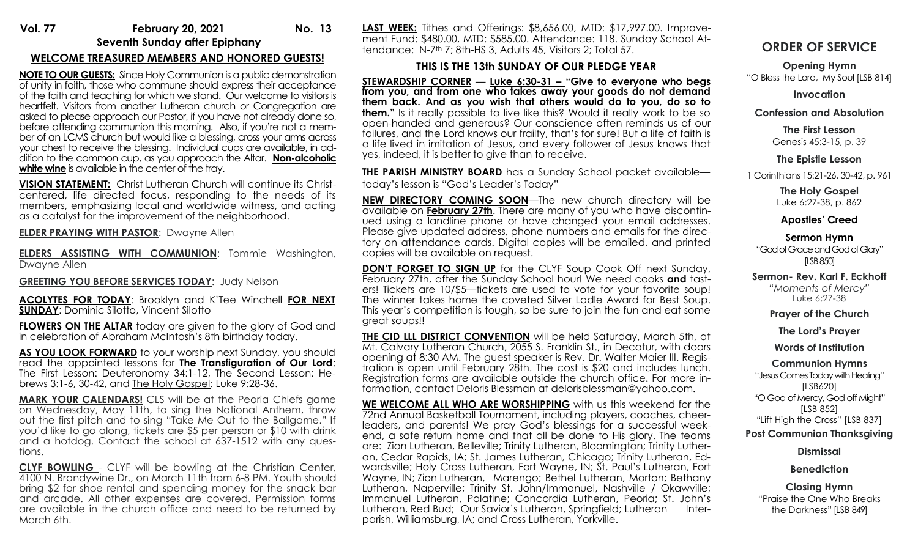**Vol. 77** **February 20, 2021** **No. 13**

**Seventh Sunday after Epiphany**

## WELCOME TREASURED MEMBERS AND HONORED GUESTS!

**NOTE TO OUR GUESTS:** Since Holy Communion is a public demonstration of unity in faith, those who commune should express their acceptance of the faith and teaching for which we stand. Our welcome to visitors is heartfelt. Visitors from another Lutheran church or Congregation are asked to please approach our Pastor, if you have not already done so, before attending communion this morning. Also, if you're not a member of an LCMS church but would like a blessing, cross your arms across your chest to receive the blessing. Individual cups are available, in addition to the common cup, as you approach the Altar. **Non-alcoholic white wine** is available in the center of the tray.

**VISION STATEMENT:** Christ Lutheran Church will continue its Christ-centered, life directed focus, responding to the needs of its members, emphasizing local and worldwide witness, and acting as a catalyst for the improvement of the neighborhood.

**ELDER PRAYING WITH PASTOR**: Dwayne Allen

**ELDERS ASSISTING WITH COMMUNION**: Tommie Washington, Dwayne Allen

**GREETING YOU BEFORE SERVICES TODAY**: Judy Nelson

**ACOLYTES FOR TODAY**: Brooklyn and K'Tee Winchell **FOR NEXT SUNDAY**: Dominic Silotto, Vincent Silotto

**FLOWERS ON THE ALTAR** today are given to the glory of God and in celebration of Abraham McIntosh's 8th birthday today.

**AS YOU LOOK FORWARD** to your worship next Sunday, you should read the appointed lessons for **The Transfiguration of Our Lord**: The First Lesson: Deuteronomy 34:1-12, The Second Lesson: Hebrews 3:1-6, 30-42, and The Holy Gospel: Luke 9:28-36.

**MARK YOUR CALENDARS!** CLS will be at the Peoria Chiefs game on Wednesday, May 11th, to sing the National Anthem, throw out the first pitch and to sing "Take Me Out to the Ballgame." If you'd like to go along, tickets are $5 per person or $10 with drink and a hotdog. Contact the school at 637-1512 with any questions.

**CLYF BOWLING** - CLYF will be bowling at the Christian Center, 4100 N. Brandywine Dr., on March 11th from 6-8 PM. Youth should bring $2 for shoe rental and spending money for the snack bar and arcade. All other expenses are covered. Permission forms are available in the church office and need to be returned by March 6th.

**LAST WEEK:** Tithes and Offerings: $8,656.00, MTD: $17,997.00. Improvement Fund: $480.00, MTD: $585.00. Attendance: 118. Sunday School Attendance: N-7th 7; 8th-HS 3, Adults 45, Visitors 2; Total 57.

## THIS IS THE 13th SUNDAY OF OUR PLEDGE YEAR

**STEWARDSHIP CORNER** — **Luke 6:30-31 – "Give to everyone who begs from you, and from one who takes away your goods do not demand them back. And as you wish that others would do to you, do so to them."** Is it really possible to live like this? Would it really work to be so open-handed and generous? Our conscience often reminds us of our failures, and the Lord knows our frailty, that's for sure! But a life of faith is a life lived in imitation of Jesus, and every follower of Jesus knows that yes, indeed, it is better to give than to receive.

**THE PARISH MINISTRY BOARD** has a Sunday School packet available—today's lesson is "God's Leader's Today"

**NEW DIRECTORY COMING SOON**—The new church directory will be available on **February 27th**. There are many of you who have discontinued using a landline phone or have changed your email addresses. Please give updated address, phone numbers and emails for the directory on attendance cards. Digital copies will be emailed, and printed copies will be available on request.

**DON'T FORGET TO SIGN UP** for the CLYF Soup Cook Off next Sunday, February 27th, after the Sunday School hour! We need cooks **and** tasters! Tickets are 10/$5—tickets are used to vote for your favorite soup! The winner takes home the coveted Silver Ladle Award for Best Soup. This year's competition is tough, so be sure to join the fun and eat some great soups!!

**THE CID LLL DISTRICT CONVENTION** will be held Saturday, March 5th, at Mt. Calvary Lutheran Church, 2055 S. Franklin St., in Decatur, with doors opening at 8:30 AM. The guest speaker is Rev. Dr. Walter Maier III. Registration is open until February 28th. The cost is $20 and includes lunch. Registration forms are available outside the church office. For more information, contact Deloris Blessman at delorisblessman@yahoo.com.

**WE WELCOME ALL WHO ARE WORSHIPPING** with us this weekend for the 72nd Annual Basketball Tournament, including players, coaches, cheerleaders, and parents! We pray God's blessings for a successful weekend, a safe return home and that all be done to His glory. The teams are: Zion Lutheran, Belleville; Trinity Lutheran, Bloomington; Trinity Lutheran, Cedar Rapids, IA; St. James Lutheran, Chicago; Trinity Lutheran, Edwardsville; Holy Cross Lutheran, Fort Wayne, IN; St. Paul's Lutheran, Fort Wayne, IN; Zion Lutheran, Marengo; Bethel Lutheran, Morton; Bethany Lutheran, Naperville; Trinity St. John/Immanuel, Nashville / Okawville; Immanuel Lutheran, Palatine; Concordia Lutheran, Peoria; St. John's Lutheran, Red Bud; Our Savior's Lutheran, Springfield; Lutheran Interparish, Williamsburg, IA; and Cross Lutheran, Yorkville.

## ORDER OF SERVICE

**Opening Hymn**
"O Bless the Lord, My Soul [LSB 814]

**Invocation**

**Confession and Absolution**

**The First Lesson**
Genesis 45:3-15, p. 39

**The Epistle Lesson**
1 Corinthians 15:21-26, 30-42, p. 961

**The Holy Gospel**
Luke 6:27-38, p. 862

**Apostles' Creed**

**Sermon Hymn**
"God of Grace and God of Glory" [LSB 850]

**Sermon- Rev. Karl F. Eckhoff**
*"Moments of Mercy"*
Luke 6:27-38

**Prayer of the Church**

**The Lord's Prayer**

**Words of Institution**

**Communion Hymns**
"Jesus Comes Today with Healing" [LSB620]
"O God of Mercy, God off Might" [LSB 852]
"Lift High the Cross" [LSB 837]

**Post Communion Thanksgiving**

**Dismissal**

**Benediction**

**Closing Hymn**
"Praise the One Who Breaks the Darkness" [LSB 849]